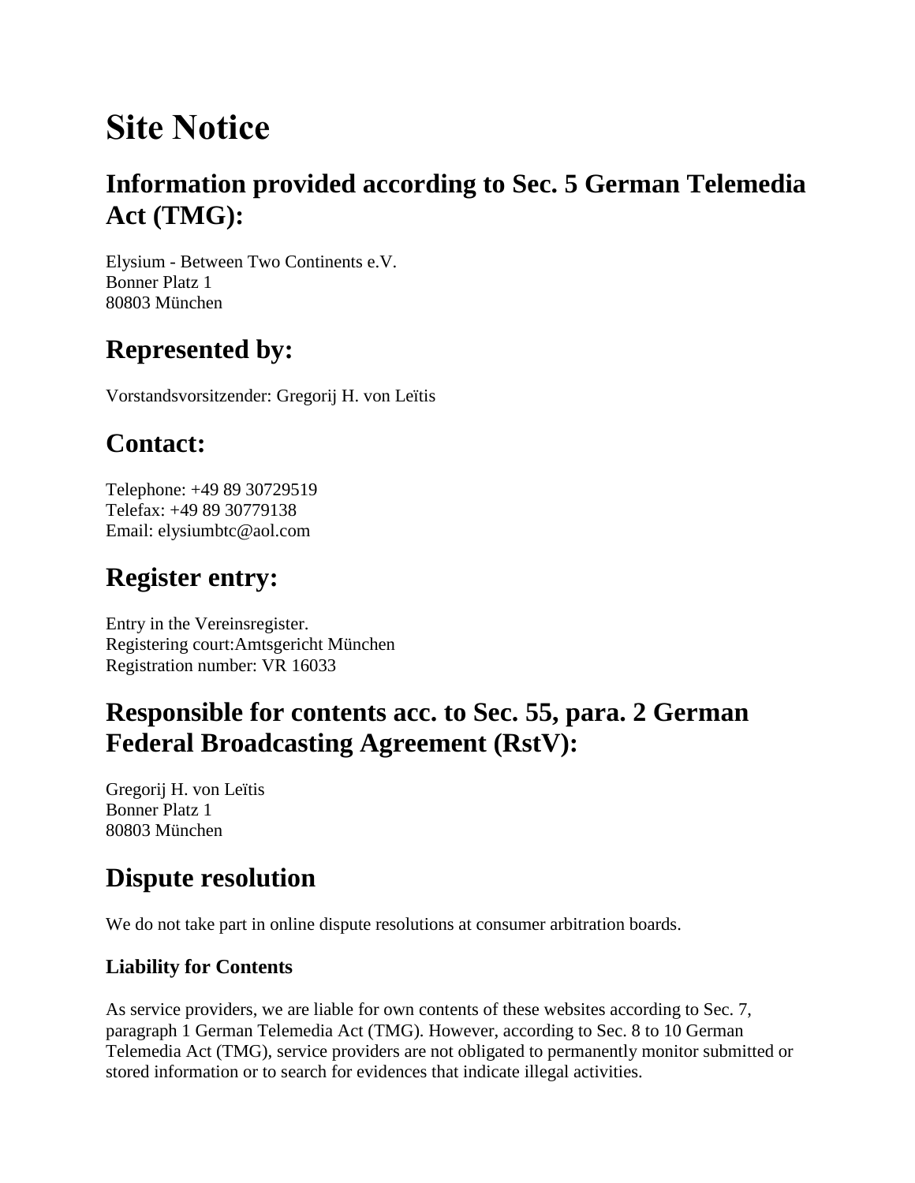# Site Notice

## Information provided according to Sec. 5 German Telemedia Act (TMG):

Elysium - Between Two Continents e.V.
Bonner Platz 1
80803 München

## Represented by:

Vorstandsvorsitzender: Gregorij H. von Leïtis

## Contact:

Telephone: +49 89 30729519
Telefax: +49 89 30779138
Email: elysiumbtc@aol.com

## Register entry:

Entry in the Vereinsregister.
Registering court:Amtsgericht München
Registration number: VR 16033

## Responsible for contents acc. to Sec. 55, para. 2 German Federal Broadcasting Agreement (RstV):

Gregorij H. von Leïtis
Bonner Platz 1
80803 München

## Dispute resolution

We do not take part in online dispute resolutions at consumer arbitration boards.

### Liability for Contents

As service providers, we are liable for own contents of these websites according to Sec. 7, paragraph 1 German Telemedia Act (TMG). However, according to Sec. 8 to 10 German Telemedia Act (TMG), service providers are not obligated to permanently monitor submitted or stored information or to search for evidences that indicate illegal activities.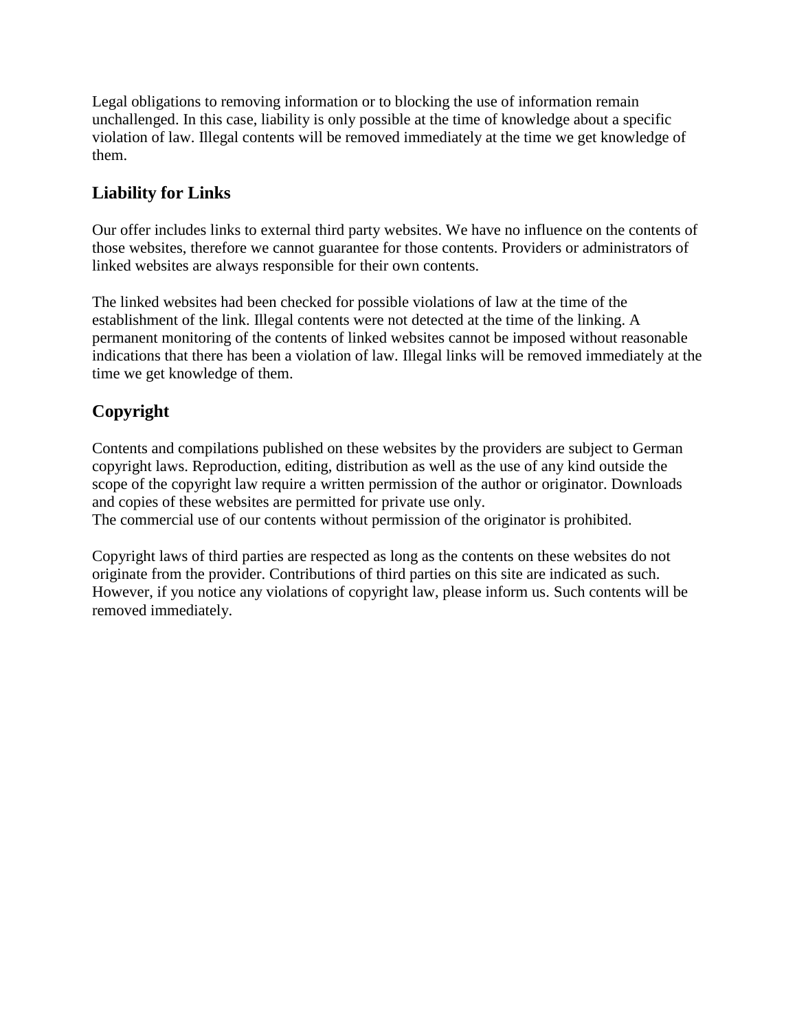Legal obligations to removing information or to blocking the use of information remain unchallenged. In this case, liability is only possible at the time of knowledge about a specific violation of law. Illegal contents will be removed immediately at the time we get knowledge of them.

## Liability for Links

Our offer includes links to external third party websites. We have no influence on the contents of those websites, therefore we cannot guarantee for those contents. Providers or administrators of linked websites are always responsible for their own contents.

The linked websites had been checked for possible violations of law at the time of the establishment of the link. Illegal contents were not detected at the time of the linking. A permanent monitoring of the contents of linked websites cannot be imposed without reasonable indications that there has been a violation of law. Illegal links will be removed immediately at the time we get knowledge of them.

## Copyright

Contents and compilations published on these websites by the providers are subject to German copyright laws. Reproduction, editing, distribution as well as the use of any kind outside the scope of the copyright law require a written permission of the author or originator. Downloads and copies of these websites are permitted for private use only.
The commercial use of our contents without permission of the originator is prohibited.

Copyright laws of third parties are respected as long as the contents on these websites do not originate from the provider. Contributions of third parties on this site are indicated as such. However, if you notice any violations of copyright law, please inform us. Such contents will be removed immediately.